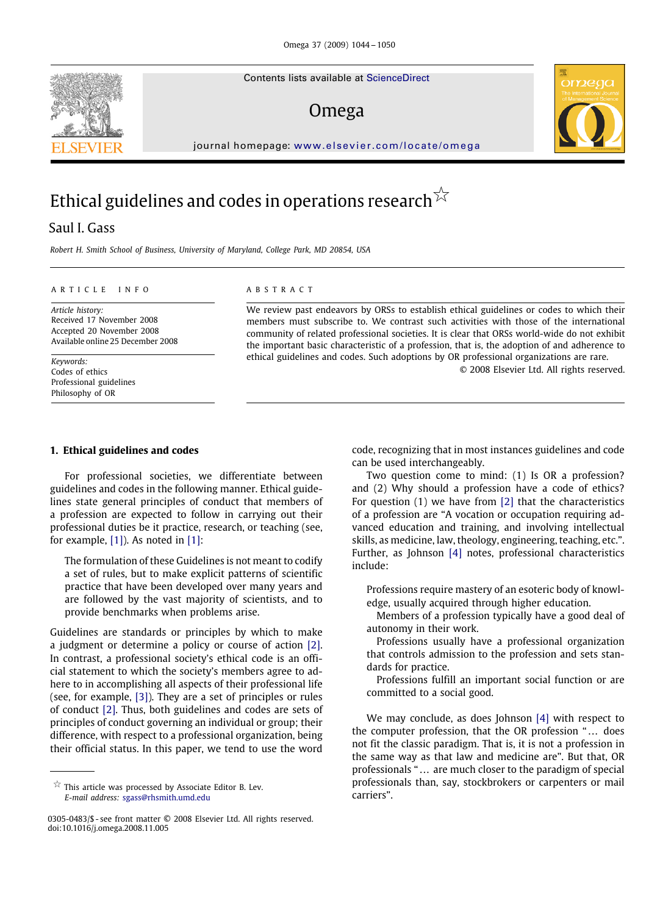# Ethical guidelines and codes in operations research☆

Saul I. Gass

*Robert H. Smith School of Business, University of Maryland, College Park, MD 20854, USA*

ARTICLE INFO

*Article history:*
Received 17 November 2008
Accepted 20 November 2008
Available online 25 December 2008

*Keywords:*
Codes of ethics
Professional guidelines
Philosophy of OR

ABSTRACT

We review past endeavors by ORSs to establish ethical guidelines or codes to which their members must subscribe to. We contrast such activities with those of the international community of related professional societies. It is clear that ORSs world-wide do not exhibit the important basic characteristic of a profession, that is, the adoption of and adherence to ethical guidelines and codes. Such adoptions by OR professional organizations are rare.

© 2008 Elsevier Ltd. All rights reserved.

## 1. Ethical guidelines and codes

For professional societies, we differentiate between guidelines and codes in the following manner. Ethical guidelines state general principles of conduct that members of a profession are expected to follow in carrying out their professional duties be it practice, research, or teaching (see, for example, [1]). As noted in [1]:

> The formulation of these Guidelines is not meant to codify a set of rules, but to make explicit patterns of scientific practice that have been developed over many years and are followed by the vast majority of scientists, and to provide benchmarks when problems arise.

Guidelines are standards or principles by which to make a judgment or determine a policy or course of action [2]. In contrast, a professional society's ethical code is an official statement to which the society's members agree to adhere to in accomplishing all aspects of their professional life (see, for example, [3]). They are a set of principles or rules of conduct [2]. Thus, both guidelines and codes are sets of principles of conduct governing an individual or group; their difference, with respect to a professional organization, being their official status. In this paper, we tend to use the word code, recognizing that in most instances guidelines and code can be used interchangeably.

Two question come to mind: (1) Is OR a profession? and (2) Why should a profession have a code of ethics? For question (1) we have from [2] that the characteristics of a profession are "A vocation or occupation requiring advanced education and training, and involving intellectual skills, as medicine, law, theology, engineering, teaching, etc.". Further, as Johnson [4] notes, professional characteristics include:

> Professions require mastery of an esoteric body of knowledge, usually acquired through higher education.
>
> Members of a profession typically have a good deal of autonomy in their work.
>
> Professions usually have a professional organization that controls admission to the profession and sets standards for practice.
>
> Professions fulfill an important social function or are committed to a social good.

We may conclude, as does Johnson [4] with respect to the computer profession, that the OR profession "… does not fit the classic paradigm. That is, it is not a profession in the same way as that law and medicine are". But that, OR professionals "… are much closer to the paradigm of special professionals than, say, stockbrokers or carpenters or mail carriers".

---

☆ This article was processed by Associate Editor B. Lev.
*E-mail address:* sgass@rhsmith.umd.edu

0305-0483/$ - see front matter © 2008 Elsevier Ltd. All rights reserved.
doi:10.1016/j.omega.2008.11.005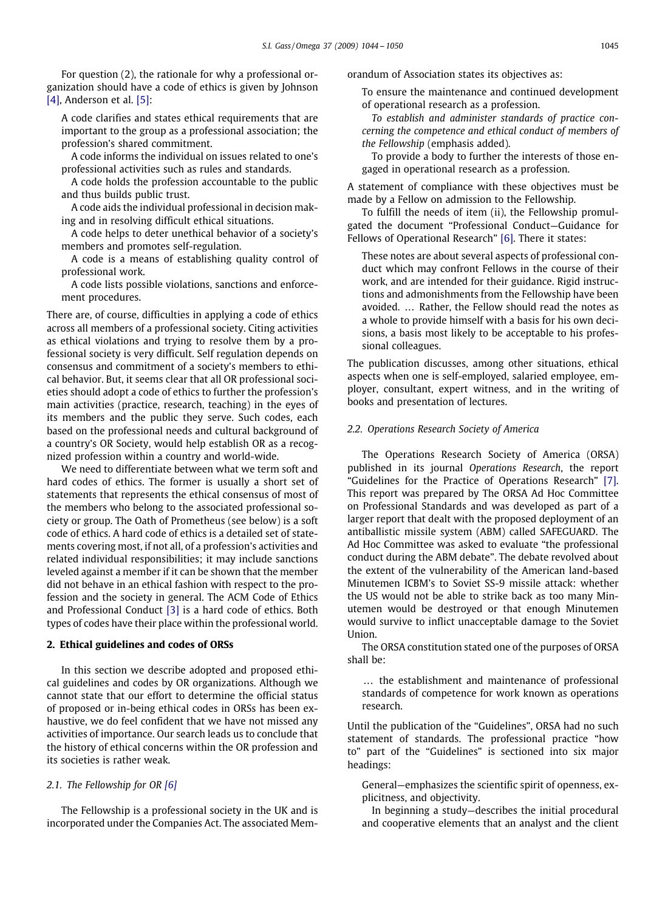For question (2), the rationale for why a professional organization should have a code of ethics is given by Johnson [4], Anderson et al. [5]:

> A code clarifies and states ethical requirements that are important to the group as a professional association; the profession's shared commitment.
>
> A code informs the individual on issues related to one's professional activities such as rules and standards.
>
> A code holds the profession accountable to the public and thus builds public trust.
>
> A code aids the individual professional in decision making and in resolving difficult ethical situations.
>
> A code helps to deter unethical behavior of a society's members and promotes self-regulation.
>
> A code is a means of establishing quality control of professional work.
>
> A code lists possible violations, sanctions and enforcement procedures.

There are, of course, difficulties in applying a code of ethics across all members of a professional society. Citing activities as ethical violations and trying to resolve them by a professional society is very difficult. Self regulation depends on consensus and commitment of a society's members to ethical behavior. But, it seems clear that all OR professional societies should adopt a code of ethics to further the profession's main activities (practice, research, teaching) in the eyes of its members and the public they serve. Such codes, each based on the professional needs and cultural background of a country's OR Society, would help establish OR as a recognized profession within a country and world-wide.

We need to differentiate between what we term soft and hard codes of ethics. The former is usually a short set of statements that represents the ethical consensus of most of the members who belong to the associated professional society or group. The Oath of Prometheus (see below) is a soft code of ethics. A hard code of ethics is a detailed set of statements covering most, if not all, of a profession's activities and related individual responsibilities; it may include sanctions leveled against a member if it can be shown that the member did not behave in an ethical fashion with respect to the profession and the society in general. The ACM Code of Ethics and Professional Conduct [3] is a hard code of ethics. Both types of codes have their place within the professional world.

## 2. Ethical guidelines and codes of ORSs

In this section we describe adopted and proposed ethical guidelines and codes by OR organizations. Although we cannot state that our effort to determine the official status of proposed or in-being ethical codes in ORSs has been exhaustive, we do feel confident that we have not missed any activities of importance. Our search leads us to conclude that the history of ethical concerns within the OR profession and its societies is rather weak.

### 2.1. The Fellowship for OR [6]

The Fellowship is a professional society in the UK and is incorporated under the Companies Act. The associated Memorandum of Association states its objectives as:

> To ensure the maintenance and continued development of operational research as a profession.
>
> *To establish and administer standards of practice concerning the competence and ethical conduct of members of the Fellowship* (emphasis added).
>
> To provide a body to further the interests of those engaged in operational research as a profession.

A statement of compliance with these objectives must be made by a Fellow on admission to the Fellowship.

To fulfill the needs of item (ii), the Fellowship promulgated the document "Professional Conduct—Guidance for Fellows of Operational Research" [6]. There it states:

> These notes are about several aspects of professional conduct which may confront Fellows in the course of their work, and are intended for their guidance. Rigid instructions and admonishments from the Fellowship have been avoided. ... Rather, the Fellow should read the notes as a whole to provide himself with a basis for his own decisions, a basis most likely to be acceptable to his professional colleagues.

The publication discusses, among other situations, ethical aspects when one is self-employed, salaried employee, employer, consultant, expert witness, and in the writing of books and presentation of lectures.

### 2.2. Operations Research Society of America

The Operations Research Society of America (ORSA) published in its journal *Operations Research*, the report "Guidelines for the Practice of Operations Research" [7]. This report was prepared by The ORSA Ad Hoc Committee on Professional Standards and was developed as part of a larger report that dealt with the proposed deployment of an antiballistic missile system (ABM) called SAFEGUARD. The Ad Hoc Committee was asked to evaluate "the professional conduct during the ABM debate". The debate revolved about the extent of the vulnerability of the American land-based Minutemen ICBM's to Soviet SS-9 missile attack: whether the US would not be able to strike back as too many Minutemen would be destroyed or that enough Minutemen would survive to inflict unacceptable damage to the Soviet Union.

The ORSA constitution stated one of the purposes of ORSA shall be:

> ... the establishment and maintenance of professional standards of competence for work known as operations research.

Until the publication of the "Guidelines", ORSA had no such statement of standards. The professional practice "how to" part of the "Guidelines" is sectioned into six major headings:

> General—emphasizes the scientific spirit of openness, explicitness, and objectivity.
>
> In beginning a study—describes the initial procedural and cooperative elements that an analyst and the client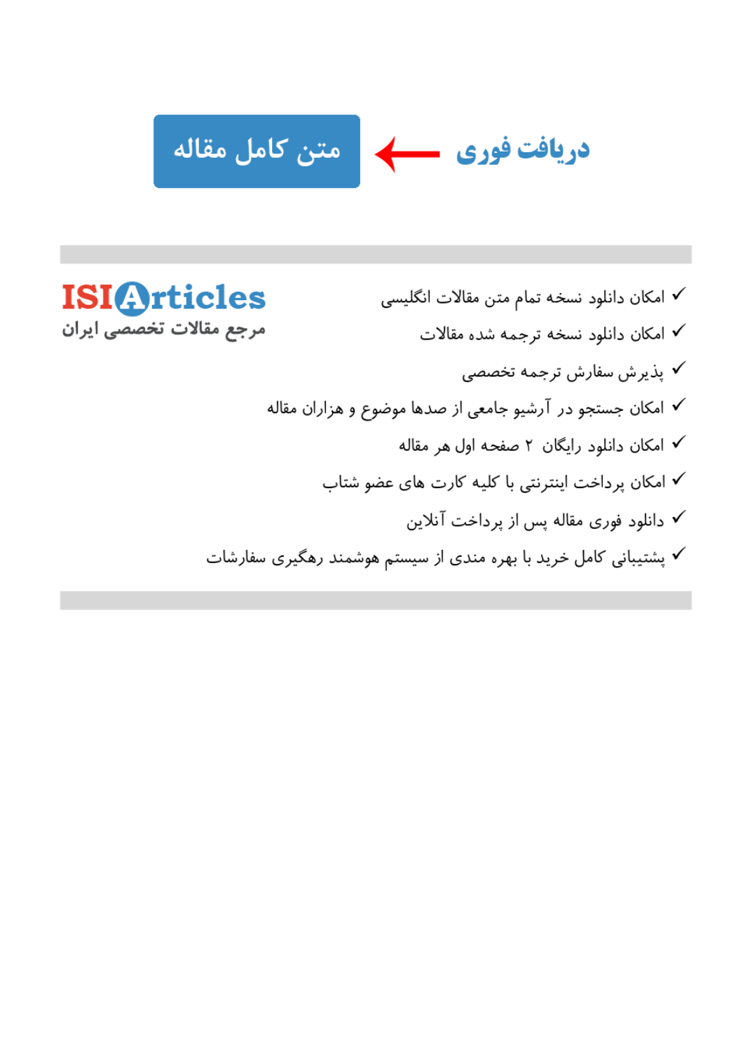دریافت فوری ← متن کامل مقاله

**ISIArticles**
مرجع مقالات تخصصی ایران

- ✓ امکان دانلود نسخه تمام متن مقالات انگلیسی
- ✓ امکان دانلود نسخه ترجمه شده مقالات
- ✓ پذیرش سفارش ترجمه تخصصی
- ✓ امکان جستجو در آرشیو جامعی از صدها موضوع و هزاران مقاله
- ✓ امکان دانلود رایگان ۲ صفحه اول هر مقاله
- ✓ امکان پرداخت اینترنتی با کلیه کارت های عضو شتاب
- ✓ دانلود فوری مقاله پس از پرداخت آنلاین
- ✓ پشتیبانی کامل خرید با بهره مندی از سیستم هوشمند رهگیری سفارشات